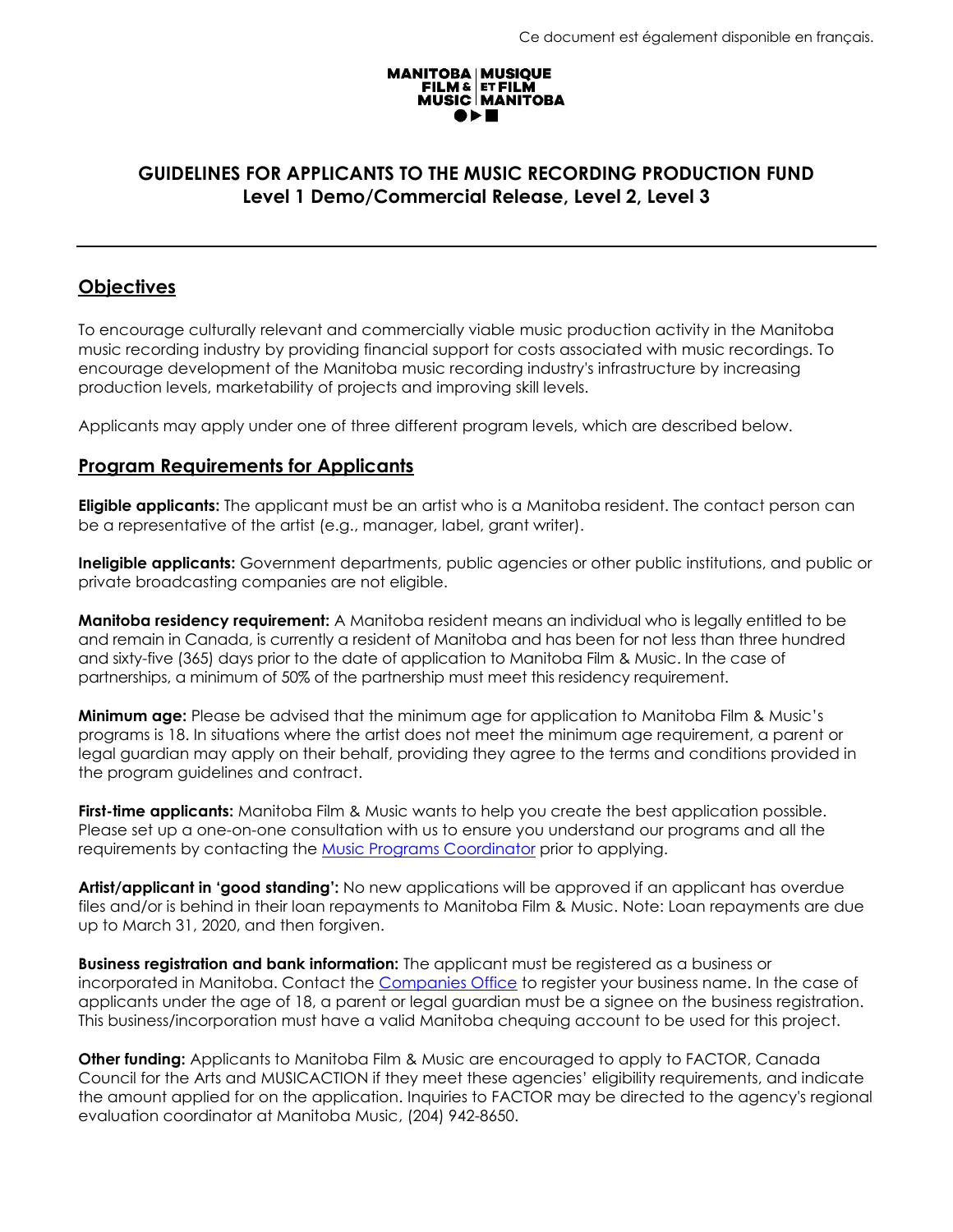Ce document est également disponible en français.

MANITOBA FILM & MUSIC | MUSIQUE ET FILM MANITOBA

## GUIDELINES FOR APPLICANTS TO THE MUSIC RECORDING PRODUCTION FUND
### Level 1 Demo/Commercial Release, Level 2, Level 3

---

## Objectives

To encourage culturally relevant and commercially viable music production activity in the Manitoba music recording industry by providing financial support for costs associated with music recordings. To encourage development of the Manitoba music recording industry's infrastructure by increasing production levels, marketability of projects and improving skill levels.

Applicants may apply under one of three different program levels, which are described below.

## Program Requirements for Applicants

**Eligible applicants:** The applicant must be an artist who is a Manitoba resident. The contact person can be a representative of the artist (e.g., manager, label, grant writer).

**Ineligible applicants:** Government departments, public agencies or other public institutions, and public or private broadcasting companies are not eligible.

**Manitoba residency requirement:** A Manitoba resident means an individual who is legally entitled to be and remain in Canada, is currently a resident of Manitoba and has been for not less than three hundred and sixty-five (365) days prior to the date of application to Manitoba Film & Music. In the case of partnerships, a minimum of 50% of the partnership must meet this residency requirement.

**Minimum age:** Please be advised that the minimum age for application to Manitoba Film & Music's programs is 18. In situations where the artist does not meet the minimum age requirement, a parent or legal guardian may apply on their behalf, providing they agree to the terms and conditions provided in the program guidelines and contract.

**First-time applicants:** Manitoba Film & Music wants to help you create the best application possible. Please set up a one-on-one consultation with us to ensure you understand our programs and all the requirements by contacting the Music Programs Coordinator prior to applying.

**Artist/applicant in 'good standing':** No new applications will be approved if an applicant has overdue files and/or is behind in their loan repayments to Manitoba Film & Music. Note: Loan repayments are due up to March 31, 2020, and then forgiven.

**Business registration and bank information:** The applicant must be registered as a business or incorporated in Manitoba. Contact the Companies Office to register your business name. In the case of applicants under the age of 18, a parent or legal guardian must be a signee on the business registration. This business/incorporation must have a valid Manitoba chequing account to be used for this project.

**Other funding:** Applicants to Manitoba Film & Music are encouraged to apply to FACTOR, Canada Council for the Arts and MUSICACTION if they meet these agencies' eligibility requirements, and indicate the amount applied for on the application. Inquiries to FACTOR may be directed to the agency's regional evaluation coordinator at Manitoba Music, (204) 942-8650.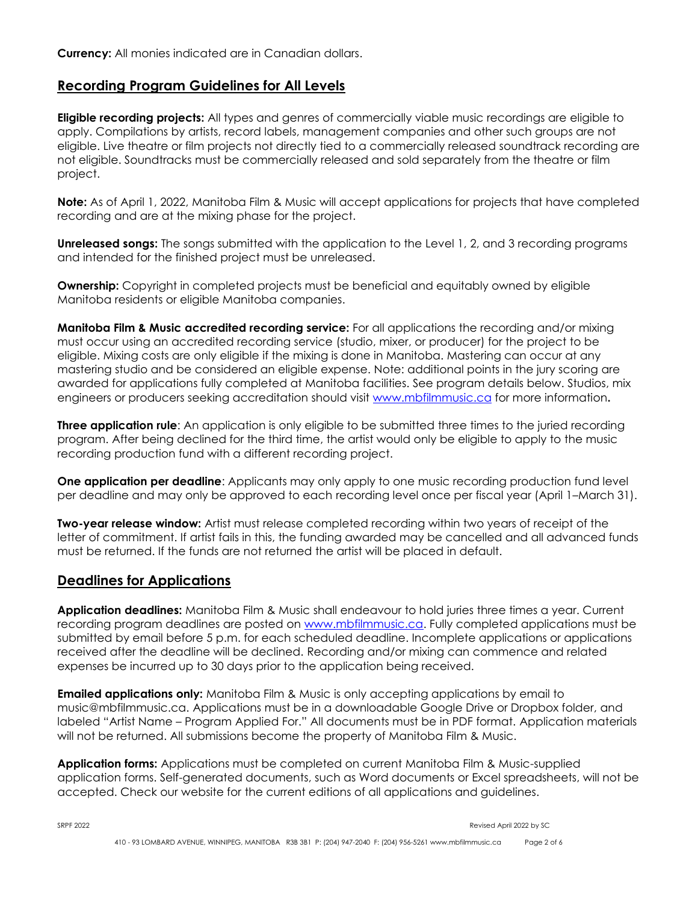**Currency:** All monies indicated are in Canadian dollars.

## Recording Program Guidelines for All Levels

**Eligible recording projects:** All types and genres of commercially viable music recordings are eligible to apply. Compilations by artists, record labels, management companies and other such groups are not eligible. Live theatre or film projects not directly tied to a commercially released soundtrack recording are not eligible. Soundtracks must be commercially released and sold separately from the theatre or film project.

**Note:** As of April 1, 2022, Manitoba Film & Music will accept applications for projects that have completed recording and are at the mixing phase for the project.

**Unreleased songs:** The songs submitted with the application to the Level 1, 2, and 3 recording programs and intended for the finished project must be unreleased.

**Ownership:** Copyright in completed projects must be beneficial and equitably owned by eligible Manitoba residents or eligible Manitoba companies.

**Manitoba Film & Music accredited recording service:** For all applications the recording and/or mixing must occur using an accredited recording service (studio, mixer, or producer) for the project to be eligible. Mixing costs are only eligible if the mixing is done in Manitoba. Mastering can occur at any mastering studio and be considered an eligible expense. Note: additional points in the jury scoring are awarded for applications fully completed at Manitoba facilities. See program details below. Studios, mix engineers or producers seeking accreditation should visit www.mbfilmmusic.ca for more information**.**

**Three application rule**: An application is only eligible to be submitted three times to the juried recording program. After being declined for the third time, the artist would only be eligible to apply to the music recording production fund with a different recording project.

**One application per deadline**: Applicants may only apply to one music recording production fund level per deadline and may only be approved to each recording level once per fiscal year (April 1–March 31).

**Two-year release window:** Artist must release completed recording within two years of receipt of the letter of commitment. If artist fails in this, the funding awarded may be cancelled and all advanced funds must be returned. If the funds are not returned the artist will be placed in default.

## Deadlines for Applications

**Application deadlines:** Manitoba Film & Music shall endeavour to hold juries three times a year. Current recording program deadlines are posted on www.mbfilmmusic.ca. Fully completed applications must be submitted by email before 5 p.m. for each scheduled deadline. Incomplete applications or applications received after the deadline will be declined. Recording and/or mixing can commence and related expenses be incurred up to 30 days prior to the application being received.

**Emailed applications only:** Manitoba Film & Music is only accepting applications by email to music@mbfilmmusic.ca. Applications must be in a downloadable Google Drive or Dropbox folder, and labeled "Artist Name – Program Applied For." All documents must be in PDF format. Application materials will not be returned. All submissions become the property of Manitoba Film & Music.

**Application forms:** Applications must be completed on current Manitoba Film & Music-supplied application forms. Self-generated documents, such as Word documents or Excel spreadsheets, will not be accepted. Check our website for the current editions of all applications and guidelines.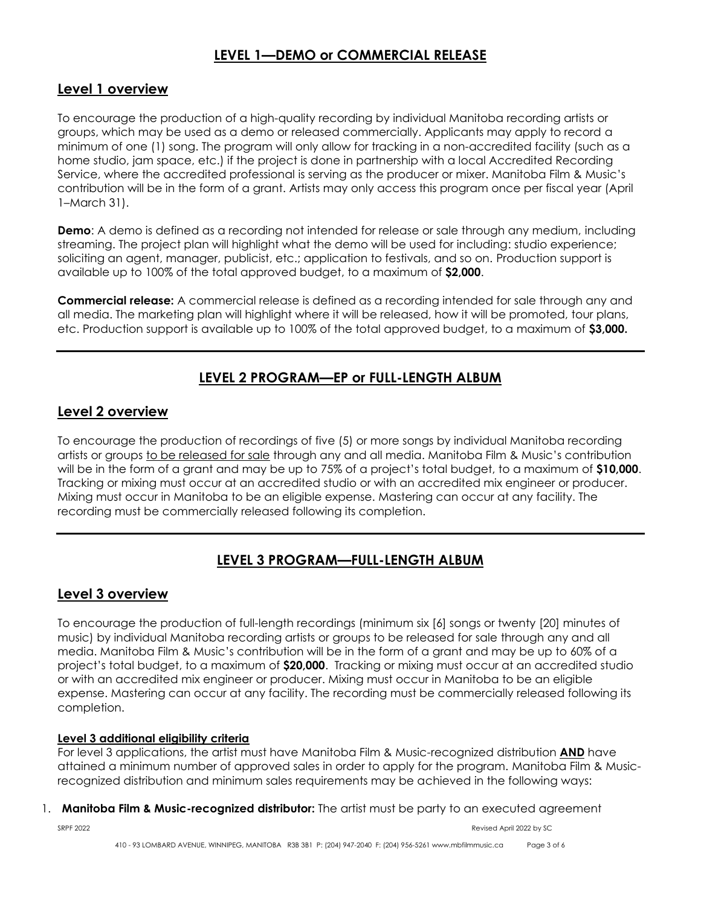## LEVEL 1—DEMO or COMMERCIAL RELEASE

### Level 1 overview

To encourage the production of a high-quality recording by individual Manitoba recording artists or groups, which may be used as a demo or released commercially. Applicants may apply to record a minimum of one (1) song. The program will only allow for tracking in a non-accredited facility (such as a home studio, jam space, etc.) if the project is done in partnership with a local Accredited Recording Service, where the accredited professional is serving as the producer or mixer. Manitoba Film & Music's contribution will be in the form of a grant. Artists may only access this program once per fiscal year (April 1–March 31).

**Demo**: A demo is defined as a recording not intended for release or sale through any medium, including streaming. The project plan will highlight what the demo will be used for including: studio experience; soliciting an agent, manager, publicist, etc.; application to festivals, and so on. Production support is available up to 100% of the total approved budget, to a maximum of **$2,000**.

**Commercial release:** A commercial release is defined as a recording intended for sale through any and all media. The marketing plan will highlight where it will be released, how it will be promoted, tour plans, etc. Production support is available up to 100% of the total approved budget, to a maximum of **$3,000.**

---

## LEVEL 2 PROGRAM—EP or FULL-LENGTH ALBUM

### Level 2 overview

To encourage the production of recordings of five (5) or more songs by individual Manitoba recording artists or groups to be released for sale through any and all media. Manitoba Film & Music's contribution will be in the form of a grant and may be up to 75% of a project's total budget, to a maximum of **$10,000**. Tracking or mixing must occur at an accredited studio or with an accredited mix engineer or producer. Mixing must occur in Manitoba to be an eligible expense. Mastering can occur at any facility. The recording must be commercially released following its completion.

---

## LEVEL 3 PROGRAM—FULL-LENGTH ALBUM

### Level 3 overview

To encourage the production of full-length recordings (minimum six [6] songs or twenty [20] minutes of music) by individual Manitoba recording artists or groups to be released for sale through any and all media. Manitoba Film & Music's contribution will be in the form of a grant and may be up to 60% of a project's total budget, to a maximum of **$20,000**. Tracking or mixing must occur at an accredited studio or with an accredited mix engineer or producer. Mixing must occur in Manitoba to be an eligible expense. Mastering can occur at any facility. The recording must be commercially released following its completion.

#### Level 3 additional eligibility criteria

For level 3 applications, the artist must have Manitoba Film & Music-recognized distribution **AND** have attained a minimum number of approved sales in order to apply for the program. Manitoba Film & Music-recognized distribution and minimum sales requirements may be achieved in the following ways:

1. **Manitoba Film & Music-recognized distributor:** The artist must be party to an executed agreement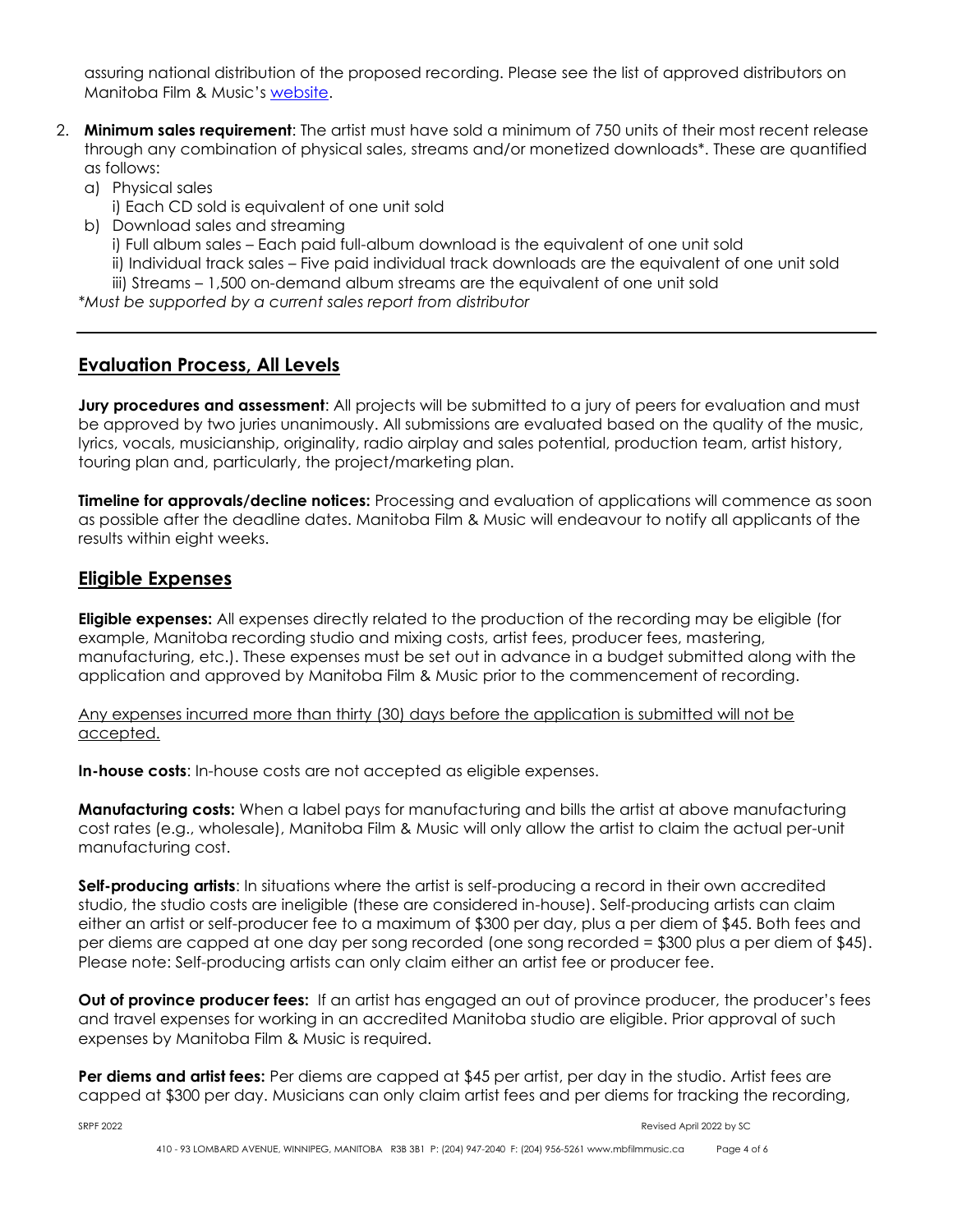assuring national distribution of the proposed recording. Please see the list of approved distributors on Manitoba Film & Music's website.

2. **Minimum sales requirement**: The artist must have sold a minimum of 750 units of their most recent release through any combination of physical sales, streams and/or monetized downloads*. These are quantified as follows:
   a) Physical sales
      i) Each CD sold is equivalent of one unit sold
   b) Download sales and streaming
      i) Full album sales – Each paid full-album download is the equivalent of one unit sold
      ii) Individual track sales – Five paid individual track downloads are the equivalent of one unit sold
      iii) Streams – 1,500 on-demand album streams are the equivalent of one unit sold

*\*Must be supported by a current sales report from distributor*

---

## Evaluation Process, All Levels

**Jury procedures and assessment**: All projects will be submitted to a jury of peers for evaluation and must be approved by two juries unanimously. All submissions are evaluated based on the quality of the music, lyrics, vocals, musicianship, originality, radio airplay and sales potential, production team, artist history, touring plan and, particularly, the project/marketing plan.

**Timeline for approvals/decline notices:** Processing and evaluation of applications will commence as soon as possible after the deadline dates. Manitoba Film & Music will endeavour to notify all applicants of the results within eight weeks.

## Eligible Expenses

**Eligible expenses:** All expenses directly related to the production of the recording may be eligible (for example, Manitoba recording studio and mixing costs, artist fees, producer fees, mastering, manufacturing, etc.). These expenses must be set out in advance in a budget submitted along with the application and approved by Manitoba Film & Music prior to the commencement of recording.

<u>Any expenses incurred more than thirty (30) days before the application is submitted will not be accepted.</u>

**In-house costs**: In-house costs are not accepted as eligible expenses.

**Manufacturing costs:** When a label pays for manufacturing and bills the artist at above manufacturing cost rates (e.g., wholesale), Manitoba Film & Music will only allow the artist to claim the actual per-unit manufacturing cost.

**Self-producing artists**: In situations where the artist is self-producing a record in their own accredited studio, the studio costs are ineligible (these are considered in-house). Self-producing artists can claim either an artist or self-producer fee to a maximum of $300 per day, plus a per diem of $45. Both fees and per diems are capped at one day per song recorded (one song recorded = $300 plus a per diem of $45). Please note: Self-producing artists can only claim either an artist fee or producer fee.

**Out of province producer fees:** If an artist has engaged an out of province producer, the producer's fees and travel expenses for working in an accredited Manitoba studio are eligible. Prior approval of such expenses by Manitoba Film & Music is required.

**Per diems and artist fees:** Per diems are capped at $45 per artist, per day in the studio. Artist fees are capped at $300 per day. Musicians can only claim artist fees and per diems for tracking the recording,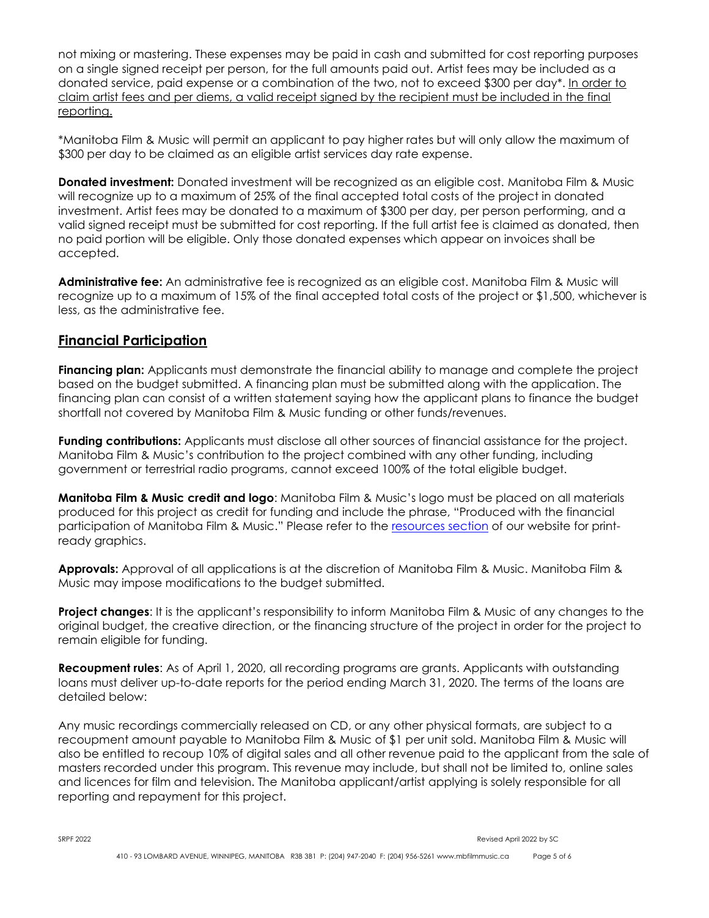not mixing or mastering. These expenses may be paid in cash and submitted for cost reporting purposes on a single signed receipt per person, for the full amounts paid out. Artist fees may be included as a donated service, paid expense or a combination of the two, not to exceed $300 per day*. <u>In order to claim artist fees and per diems, a valid receipt signed by the recipient must be included in the final reporting.</u>

*Manitoba Film & Music will permit an applicant to pay higher rates but will only allow the maximum of $300 per day to be claimed as an eligible artist services day rate expense.

**Donated investment:** Donated investment will be recognized as an eligible cost. Manitoba Film & Music will recognize up to a maximum of 25% of the final accepted total costs of the project in donated investment. Artist fees may be donated to a maximum of $300 per day, per person performing, and a valid signed receipt must be submitted for cost reporting. If the full artist fee is claimed as donated, then no paid portion will be eligible. Only those donated expenses which appear on invoices shall be accepted.

**Administrative fee:** An administrative fee is recognized as an eligible cost. Manitoba Film & Music will recognize up to a maximum of 15% of the final accepted total costs of the project or $1,500, whichever is less, as the administrative fee.

## Financial Participation

**Financing plan:** Applicants must demonstrate the financial ability to manage and complete the project based on the budget submitted. A financing plan must be submitted along with the application. The financing plan can consist of a written statement saying how the applicant plans to finance the budget shortfall not covered by Manitoba Film & Music funding or other funds/revenues.

**Funding contributions:** Applicants must disclose all other sources of financial assistance for the project. Manitoba Film & Music's contribution to the project combined with any other funding, including government or terrestrial radio programs, cannot exceed 100% of the total eligible budget.

**Manitoba Film & Music credit and logo**: Manitoba Film & Music's logo must be placed on all materials produced for this project as credit for funding and include the phrase, "Produced with the financial participation of Manitoba Film & Music." Please refer to the resources section of our website for print-ready graphics.

**Approvals:** Approval of all applications is at the discretion of Manitoba Film & Music. Manitoba Film & Music may impose modifications to the budget submitted.

**Project changes**: It is the applicant's responsibility to inform Manitoba Film & Music of any changes to the original budget, the creative direction, or the financing structure of the project in order for the project to remain eligible for funding.

**Recoupment rules**: As of April 1, 2020, all recording programs are grants. Applicants with outstanding loans must deliver up-to-date reports for the period ending March 31, 2020. The terms of the loans are detailed below:

Any music recordings commercially released on CD, or any other physical formats, are subject to a recoupment amount payable to Manitoba Film & Music of $1 per unit sold. Manitoba Film & Music will also be entitled to recoup 10% of digital sales and all other revenue paid to the applicant from the sale of masters recorded under this program. This revenue may include, but shall not be limited to, online sales and licences for film and television. The Manitoba applicant/artist applying is solely responsible for all reporting and repayment for this project.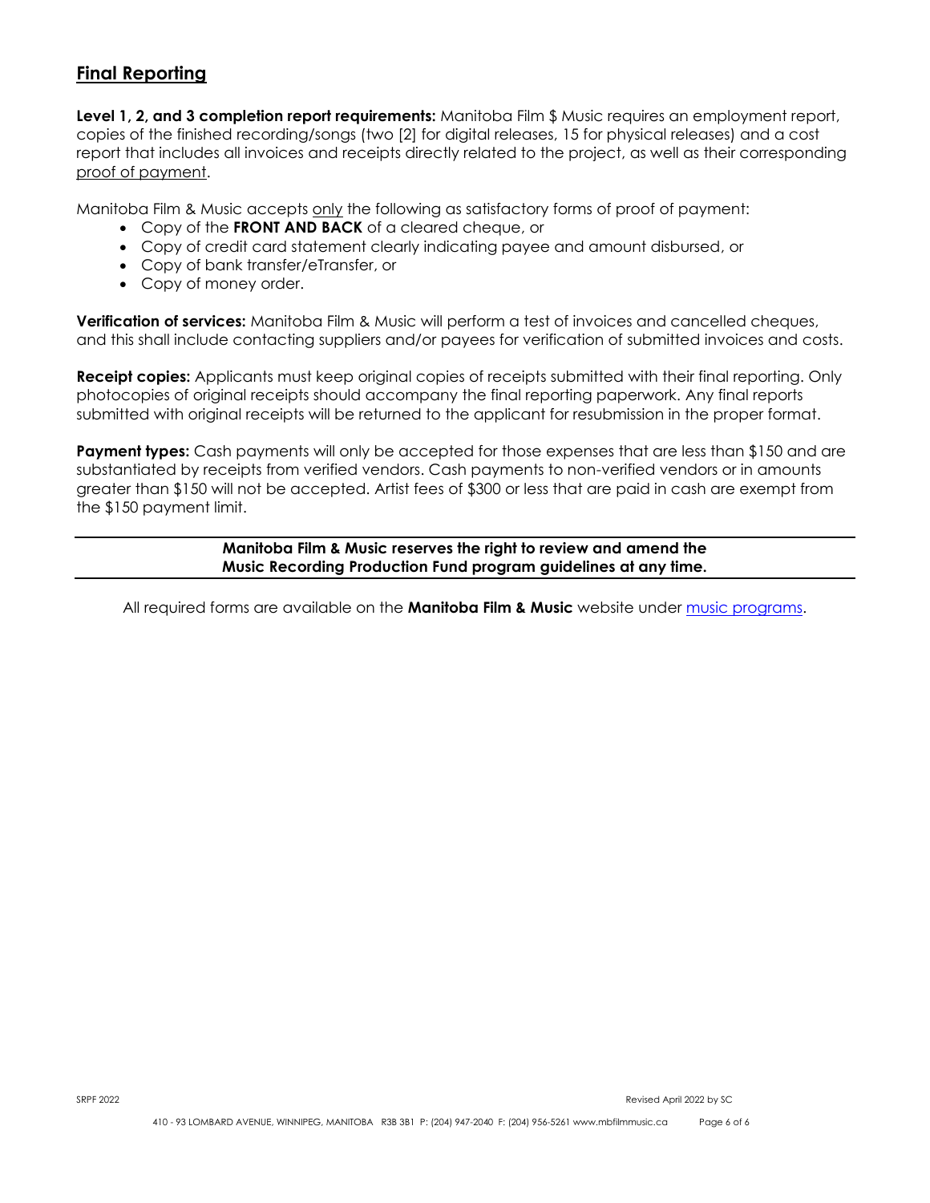## Final Reporting

**Level 1, 2, and 3 completion report requirements:** Manitoba Film $ Music requires an employment report, copies of the finished recording/songs (two [2] for digital releases, 15 for physical releases) and a cost report that includes all invoices and receipts directly related to the project, as well as their corresponding proof of payment.

Manitoba Film & Music accepts only the following as satisfactory forms of proof of payment:

- Copy of the **FRONT AND BACK** of a cleared cheque, or
- Copy of credit card statement clearly indicating payee and amount disbursed, or
- Copy of bank transfer/eTransfer, or
- Copy of money order.

**Verification of services:** Manitoba Film & Music will perform a test of invoices and cancelled cheques, and this shall include contacting suppliers and/or payees for verification of submitted invoices and costs.

**Receipt copies:** Applicants must keep original copies of receipts submitted with their final reporting. Only photocopies of original receipts should accompany the final reporting paperwork. Any final reports submitted with original receipts will be returned to the applicant for resubmission in the proper format.

**Payment types:** Cash payments will only be accepted for those expenses that are less than $150 and are substantiated by receipts from verified vendors. Cash payments to non-verified vendors or in amounts greater than $150 will not be accepted. Artist fees of $300 or less that are paid in cash are exempt from the $150 payment limit.

---

**Manitoba Film & Music reserves the right to review and amend the Music Recording Production Fund program guidelines at any time.**

---

All required forms are available on the **Manitoba Film & Music** website under music programs.